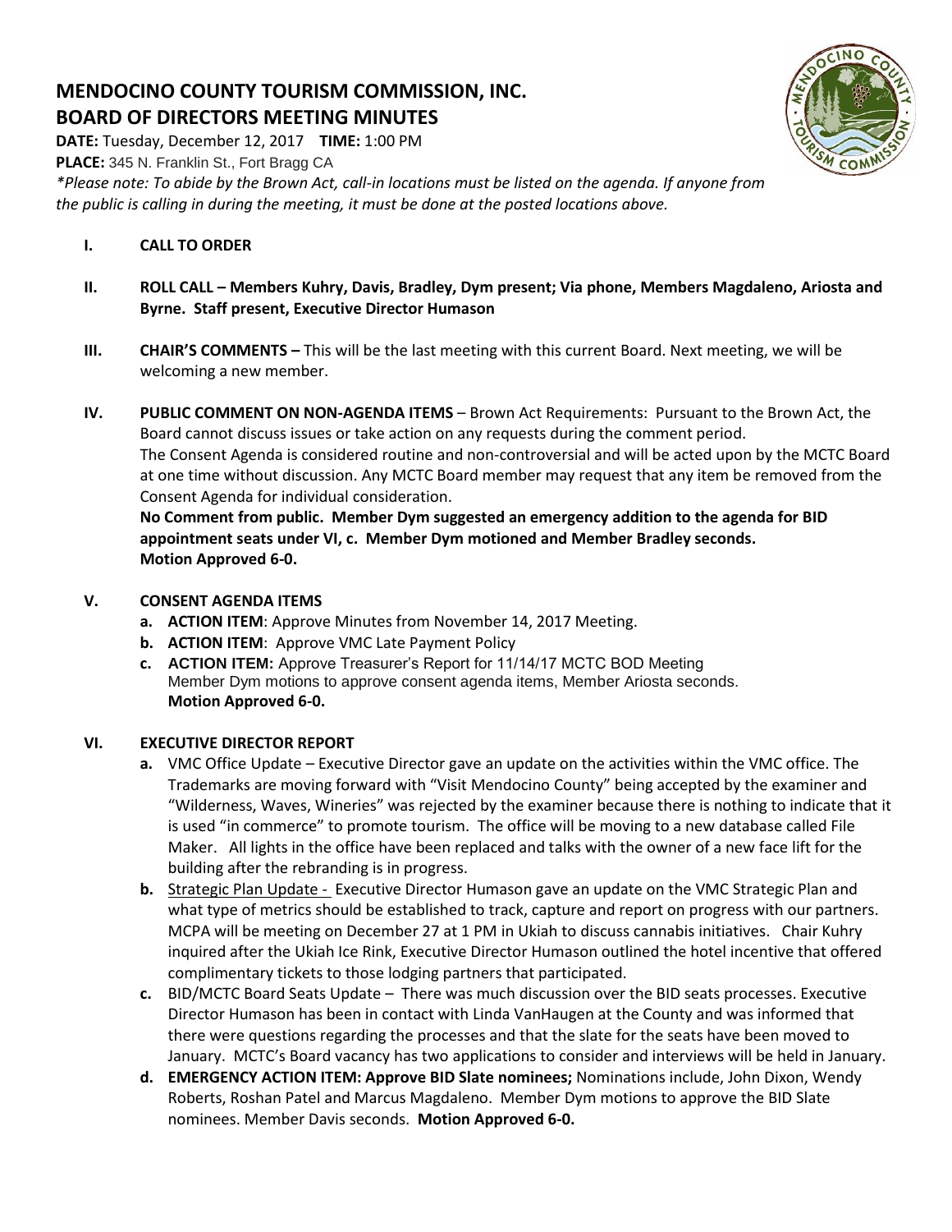# MENDOCINO COUNTY TOURISM COMMISSION, INC.
# BOARD OF DIRECTORS MEETING MINUTES

**DATE:** Tuesday, December 12, 2017 **TIME:** 1:00 PM
**PLACE:** 345 N. Franklin St., Fort Bragg CA
*\*Please note: To abide by the Brown Act, call-in locations must be listed on the agenda. If anyone from the public is calling in during the meeting, it must be done at the posted locations above.*

**I. CALL TO ORDER**

**II. ROLL CALL – Members Kuhry, Davis, Bradley, Dym present; Via phone, Members Magdaleno, Ariosta and Byrne. Staff present, Executive Director Humason**

**III. CHAIR'S COMMENTS –** This will be the last meeting with this current Board. Next meeting, we will be welcoming a new member.

**IV. PUBLIC COMMENT ON NON-AGENDA ITEMS** – Brown Act Requirements: Pursuant to the Brown Act, the Board cannot discuss issues or take action on any requests during the comment period. The Consent Agenda is considered routine and non-controversial and will be acted upon by the MCTC Board at one time without discussion. Any MCTC Board member may request that any item be removed from the Consent Agenda for individual consideration.
**No Comment from public. Member Dym suggested an emergency addition to the agenda for BID appointment seats under VI, c. Member Dym motioned and Member Bradley seconds.**
**Motion Approved 6-0.**

**V. CONSENT AGENDA ITEMS**

- **a. ACTION ITEM**: Approve Minutes from November 14, 2017 Meeting.
- **b. ACTION ITEM**: Approve VMC Late Payment Policy
- **c. ACTION ITEM:** Approve Treasurer's Report for 11/14/17 MCTC BOD Meeting
  Member Dym motions to approve consent agenda items, Member Ariosta seconds.
  **Motion Approved 6-0.**

**VI. EXECUTIVE DIRECTOR REPORT**

- **a.** VMC Office Update – Executive Director gave an update on the activities within the VMC office. The Trademarks are moving forward with "Visit Mendocino County" being accepted by the examiner and "Wilderness, Waves, Wineries" was rejected by the examiner because there is nothing to indicate that it is used "in commerce" to promote tourism. The office will be moving to a new database called File Maker. All lights in the office have been replaced and talks with the owner of a new face lift for the building after the rebranding is in progress.
- **b.** Strategic Plan Update - Executive Director Humason gave an update on the VMC Strategic Plan and what type of metrics should be established to track, capture and report on progress with our partners. MCPA will be meeting on December 27 at 1 PM in Ukiah to discuss cannabis initiatives. Chair Kuhry inquired after the Ukiah Ice Rink, Executive Director Humason outlined the hotel incentive that offered complimentary tickets to those lodging partners that participated.
- **c.** BID/MCTC Board Seats Update – There was much discussion over the BID seats processes. Executive Director Humason has been in contact with Linda VanHaugen at the County and was informed that there were questions regarding the processes and that the slate for the seats have been moved to January. MCTC's Board vacancy has two applications to consider and interviews will be held in January.
- **d. EMERGENCY ACTION ITEM: Approve BID Slate nominees;** Nominations include, John Dixon, Wendy Roberts, Roshan Patel and Marcus Magdaleno. Member Dym motions to approve the BID Slate nominees. Member Davis seconds. **Motion Approved 6-0.**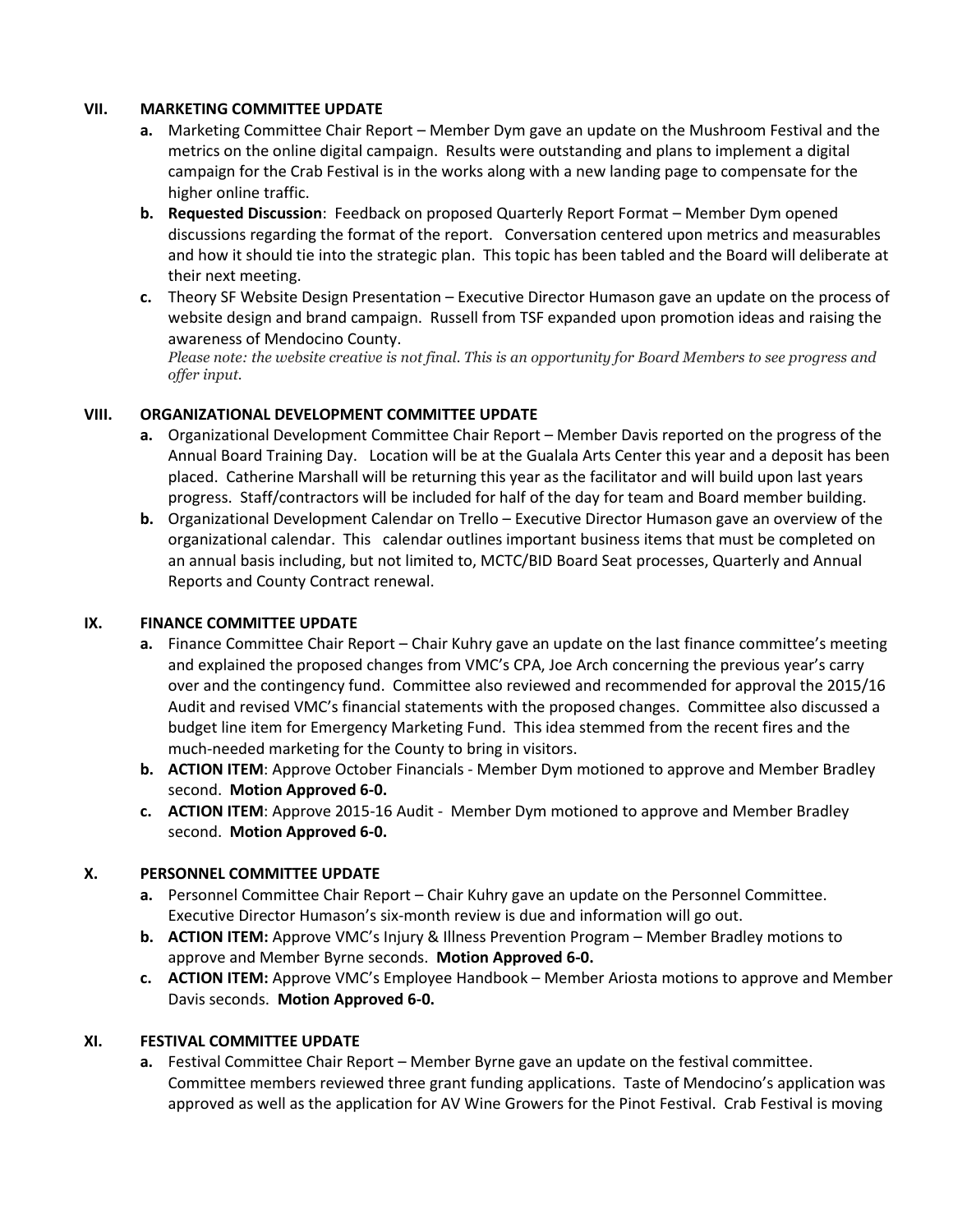## VII. MARKETING COMMITTEE UPDATE

a. Marketing Committee Chair Report – Member Dym gave an update on the Mushroom Festival and the metrics on the online digital campaign. Results were outstanding and plans to implement a digital campaign for the Crab Festival is in the works along with a new landing page to compensate for the higher online traffic.

b. **Requested Discussion**: Feedback on proposed Quarterly Report Format – Member Dym opened discussions regarding the format of the report. Conversation centered upon metrics and measurables and how it should tie into the strategic plan. This topic has been tabled and the Board will deliberate at their next meeting.

c. Theory SF Website Design Presentation – Executive Director Humason gave an update on the process of website design and brand campaign. Russell from TSF expanded upon promotion ideas and raising the awareness of Mendocino County.
*Please note: the website creative is not final. This is an opportunity for Board Members to see progress and offer input.*

## VIII. ORGANIZATIONAL DEVELOPMENT COMMITTEE UPDATE

a. Organizational Development Committee Chair Report – Member Davis reported on the progress of the Annual Board Training Day. Location will be at the Gualala Arts Center this year and a deposit has been placed. Catherine Marshall will be returning this year as the facilitator and will build upon last years progress. Staff/contractors will be included for half of the day for team and Board member building.

b. Organizational Development Calendar on Trello – Executive Director Humason gave an overview of the organizational calendar. This calendar outlines important business items that must be completed on an annual basis including, but not limited to, MCTC/BID Board Seat processes, Quarterly and Annual Reports and County Contract renewal.

## IX. FINANCE COMMITTEE UPDATE

a. Finance Committee Chair Report – Chair Kuhry gave an update on the last finance committee's meeting and explained the proposed changes from VMC's CPA, Joe Arch concerning the previous year's carry over and the contingency fund. Committee also reviewed and recommended for approval the 2015/16 Audit and revised VMC's financial statements with the proposed changes. Committee also discussed a budget line item for Emergency Marketing Fund. This idea stemmed from the recent fires and the much-needed marketing for the County to bring in visitors.

b. **ACTION ITEM**: Approve October Financials - Member Dym motioned to approve and Member Bradley second. **Motion Approved 6-0.**

c. **ACTION ITEM**: Approve 2015-16 Audit - Member Dym motioned to approve and Member Bradley second. **Motion Approved 6-0.**

## X. PERSONNEL COMMITTEE UPDATE

a. Personnel Committee Chair Report – Chair Kuhry gave an update on the Personnel Committee. Executive Director Humason's six-month review is due and information will go out.

b. **ACTION ITEM:** Approve VMC's Injury & Illness Prevention Program – Member Bradley motions to approve and Member Byrne seconds. **Motion Approved 6-0.**

c. **ACTION ITEM:** Approve VMC's Employee Handbook – Member Ariosta motions to approve and Member Davis seconds. **Motion Approved 6-0.**

## XI. FESTIVAL COMMITTEE UPDATE

a. Festival Committee Chair Report – Member Byrne gave an update on the festival committee. Committee members reviewed three grant funding applications. Taste of Mendocino's application was approved as well as the application for AV Wine Growers for the Pinot Festival. Crab Festival is moving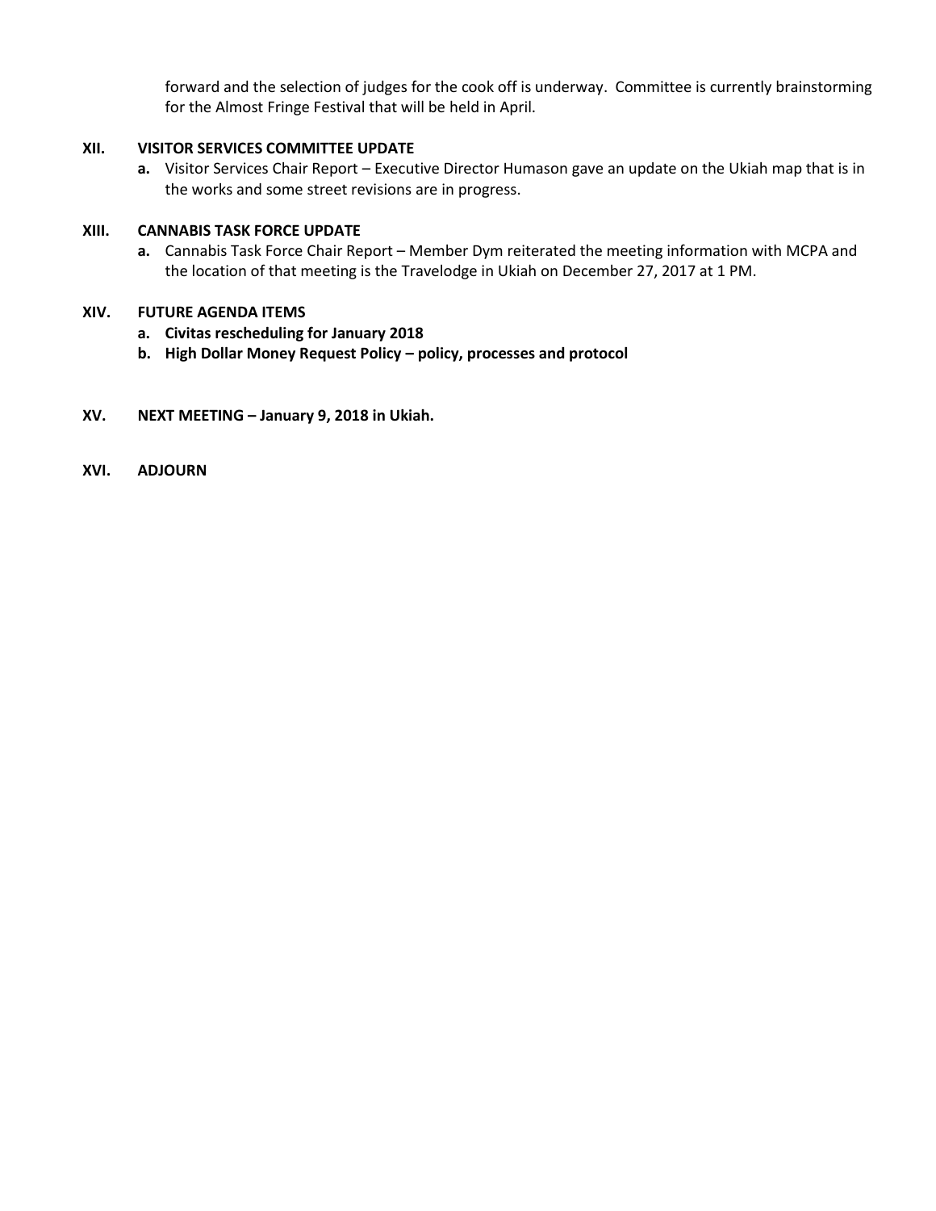forward and the selection of judges for the cook off is underway. Committee is currently brainstorming for the Almost Fringe Festival that will be held in April.

**XII. VISITOR SERVICES COMMITTEE UPDATE**

a. Visitor Services Chair Report – Executive Director Humason gave an update on the Ukiah map that is in the works and some street revisions are in progress.

**XIII. CANNABIS TASK FORCE UPDATE**

a. Cannabis Task Force Chair Report – Member Dym reiterated the meeting information with MCPA and the location of that meeting is the Travelodge in Ukiah on December 27, 2017 at 1 PM.

**XIV. FUTURE AGENDA ITEMS**

**a. Civitas rescheduling for January 2018**

**b. High Dollar Money Request Policy – policy, processes and protocol**

**XV. NEXT MEETING – January 9, 2018 in Ukiah.**

**XVI. ADJOURN**